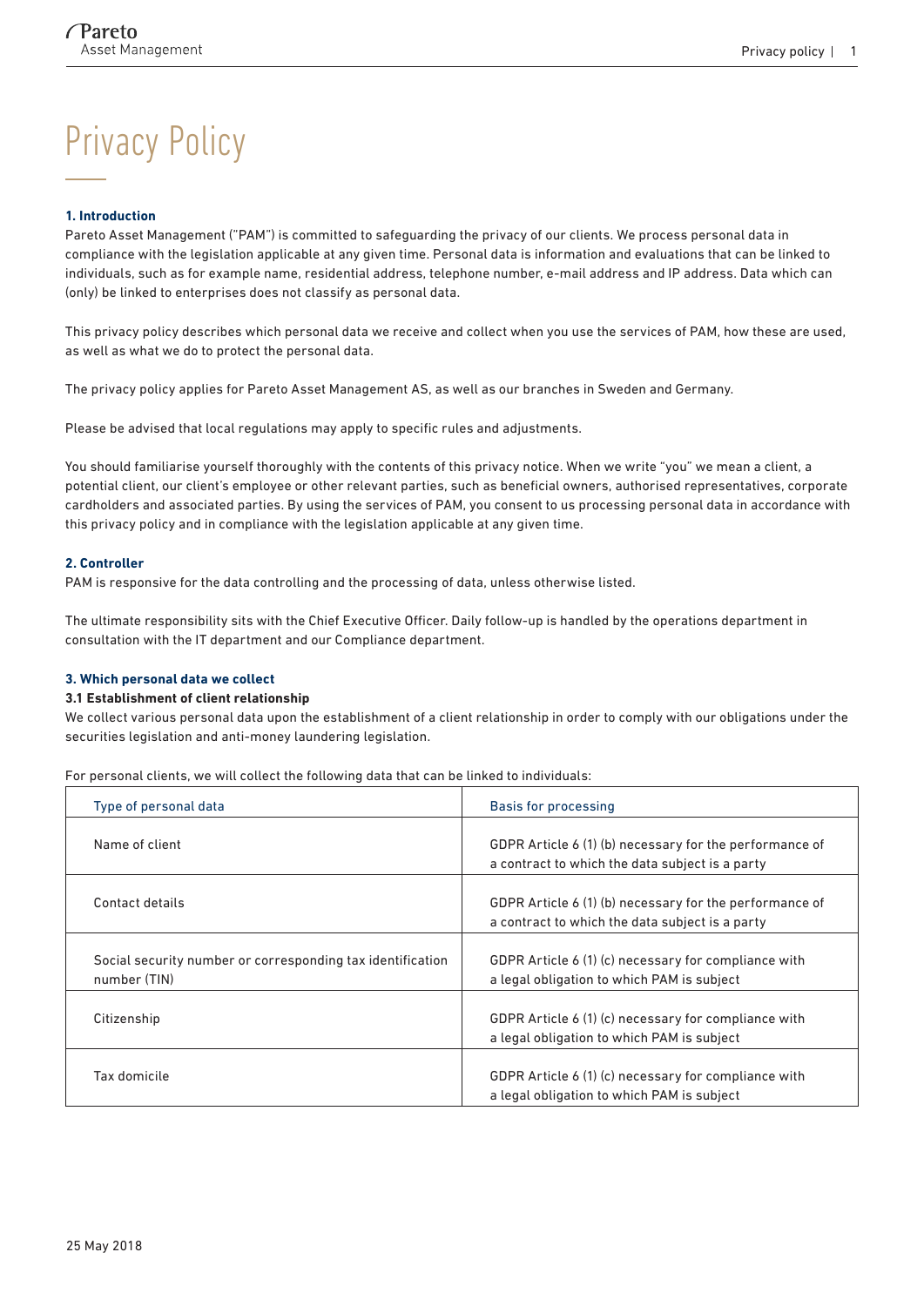# Privacy Policy

### 1. Introduction

Pareto Asset Management ("PAM") is committed to safeguarding the privacy of our clients. We process personal data in compliance with the legislation applicable at any given time. Personal data is information and evaluations that can be linked to individuals, such as for example name, residential address, telephone number, e-mail address and IP address. Data which can (only) be linked to enterprises does not classify as personal data.

This privacy policy describes which personal data we receive and collect when you use the services of PAM, how these are used, as well as what we do to protect the personal data.

The privacy policy applies for Pareto Asset Management AS, as well as our branches in Sweden and Germany.

Please be advised that local regulations may apply to specific rules and adjustments.

You should familiarise yourself thoroughly with the contents of this privacy notice. When we write "you" we mean a client, a potential client, our client's employee or other relevant parties, such as beneficial owners, authorised representatives, corporate cardholders and associated parties. By using the services of PAM, you consent to us processing personal data in accordance with this privacy policy and in compliance with the legislation applicable at any given time.

### 2. Controller

PAM is responsive for the data controlling and the processing of data, unless otherwise listed.

The ultimate responsibility sits with the Chief Executive Officer. Daily follow-up is handled by the operations department in consultation with the IT department and our Compliance department.

### 3. Which personal data we collect

#### 3.1 Establishment of client relationship

We collect various personal data upon the establishment of a client relationship in order to comply with our obligations under the securities legislation and anti-money laundering legislation.

For personal clients, we will collect the following data that can be linked to individuals:

| Type of personal data | Basis for processing |
|---|---|
| Name of client | GDPR Article 6 (1) (b) necessary for the performance of a contract to which the data subject is a party |
| Contact details | GDPR Article 6 (1) (b) necessary for the performance of a contract to which the data subject is a party |
| Social security number or corresponding tax identification number (TIN) | GDPR Article 6 (1) (c) necessary for compliance with a legal obligation to which PAM is subject |
| Citizenship | GDPR Article 6 (1) (c) necessary for compliance with a legal obligation to which PAM is subject |
| Tax domicile | GDPR Article 6 (1) (c) necessary for compliance with a legal obligation to which PAM is subject |

25 May 2018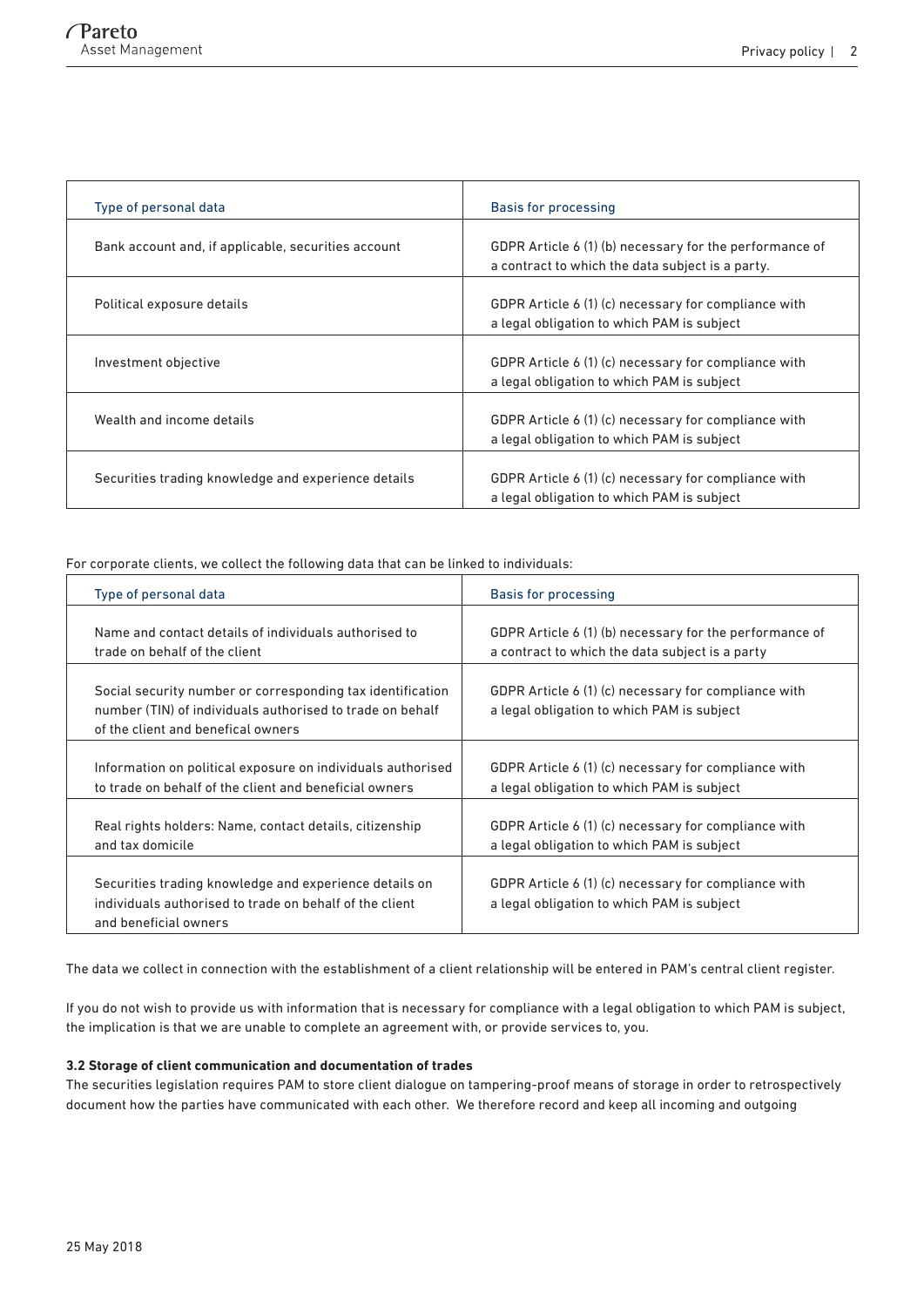| Type of personal data | Basis for processing |
|---|---|
| Bank account and, if applicable, securities account | GDPR Article 6 (1) (b) necessary for the performance of a contract to which the data subject is a party. |
| Political exposure details | GDPR Article 6 (1) (c) necessary for compliance with a legal obligation to which PAM is subject |
| Investment objective | GDPR Article 6 (1) (c) necessary for compliance with a legal obligation to which PAM is subject |
| Wealth and income details | GDPR Article 6 (1) (c) necessary for compliance with a legal obligation to which PAM is subject |
| Securities trading knowledge and experience details | GDPR Article 6 (1) (c) necessary for compliance with a legal obligation to which PAM is subject |

For corporate clients, we collect the following data that can be linked to individuals:

| Type of personal data | Basis for processing |
|---|---|
| Name and contact details of individuals authorised to trade on behalf of the client | GDPR Article 6 (1) (b) necessary for the performance of a contract to which the data subject is a party |
| Social security number or corresponding tax identification number (TIN) of individuals authorised to trade on behalf of the client and benefical owners | GDPR Article 6 (1) (c) necessary for compliance with a legal obligation to which PAM is subject |
| Information on political exposure on individuals authorised to trade on behalf of the client and beneficial owners | GDPR Article 6 (1) (c) necessary for compliance with a legal obligation to which PAM is subject |
| Real rights holders: Name, contact details, citizenship and tax domicile | GDPR Article 6 (1) (c) necessary for compliance with a legal obligation to which PAM is subject |
| Securities trading knowledge and experience details on individuals authorised to trade on behalf of the client and beneficial owners | GDPR Article 6 (1) (c) necessary for compliance with a legal obligation to which PAM is subject |

The data we collect in connection with the establishment of a client relationship will be entered in PAM's central client register.

If you do not wish to provide us with information that is necessary for compliance with a legal obligation to which PAM is subject, the implication is that we are unable to complete an agreement with, or provide services to, you.

**3.2 Storage of client communication and documentation of trades**

The securities legislation requires PAM to store client dialogue on tampering-proof means of storage in order to retrospectively document how the parties have communicated with each other. We therefore record and keep all incoming and outgoing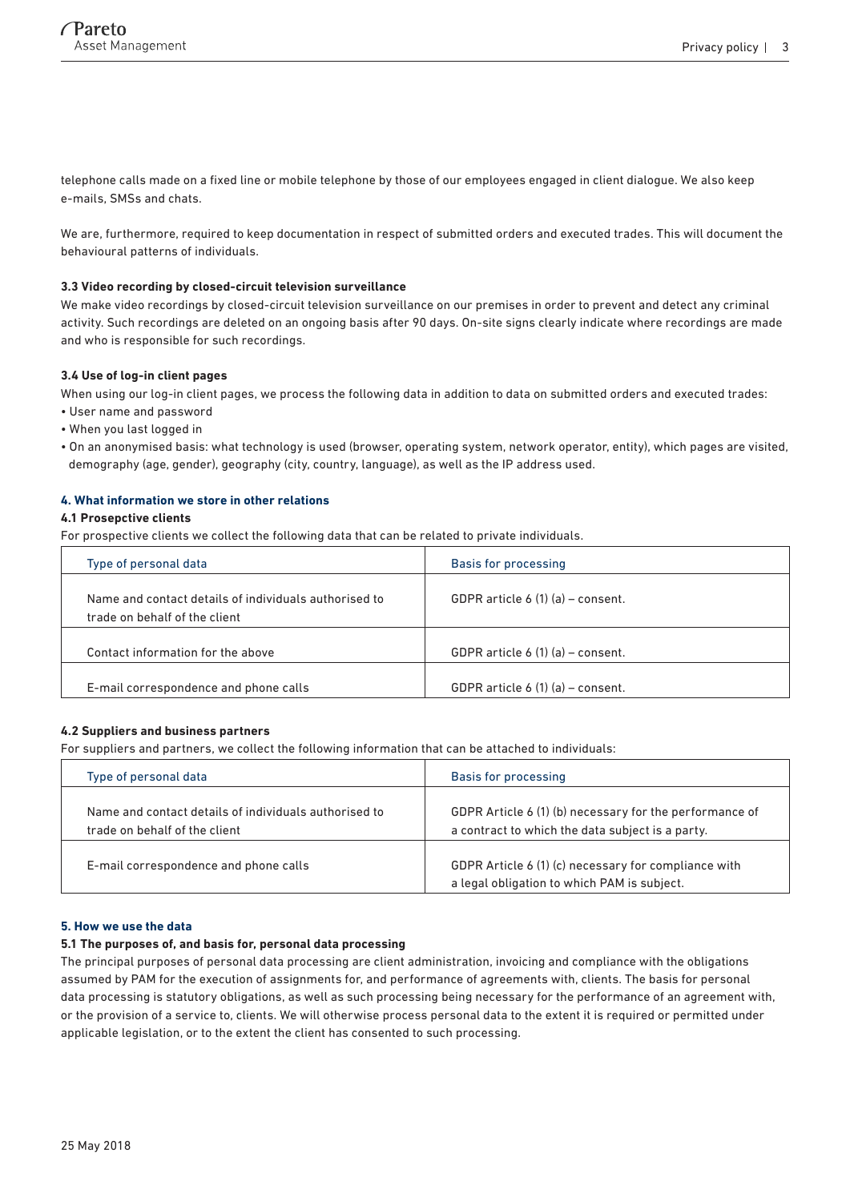telephone calls made on a fixed line or mobile telephone by those of our employees engaged in client dialogue. We also keep e-mails, SMSs and chats.

We are, furthermore, required to keep documentation in respect of submitted orders and executed trades. This will document the behavioural patterns of individuals.

**3.3 Video recording by closed-circuit television surveillance**

We make video recordings by closed-circuit television surveillance on our premises in order to prevent and detect any criminal activity. Such recordings are deleted on an ongoing basis after 90 days. On-site signs clearly indicate where recordings are made and who is responsible for such recordings.

**3.4 Use of log-in client pages**

When using our log-in client pages, we process the following data in addition to data on submitted orders and executed trades:

- User name and password
- When you last logged in
- On an anonymised basis: what technology is used (browser, operating system, network operator, entity), which pages are visited, demography (age, gender), geography (city, country, language), as well as the IP address used.

## 4. What information we store in other relations

**4.1 Prosepctive clients**

For prospective clients we collect the following data that can be related to private individuals.

| Type of personal data | Basis for processing |
| --- | --- |
| Name and contact details of individuals authorised to trade on behalf of the client | GDPR article 6 (1) (a) – consent. |
| Contact information for the above | GDPR article 6 (1) (a) – consent. |
| E-mail correspondence and phone calls | GDPR article 6 (1) (a) – consent. |

**4.2 Suppliers and business partners**

For suppliers and partners, we collect the following information that can be attached to individuals:

| Type of personal data | Basis for processing |
| --- | --- |
| Name and contact details of individuals authorised to trade on behalf of the client | GDPR Article 6 (1) (b) necessary for the performance of a contract to which the data subject is a party. |
| E-mail correspondence and phone calls | GDPR Article 6 (1) (c) necessary for compliance with a legal obligation to which PAM is subject. |

## 5. How we use the data

**5.1 The purposes of, and basis for, personal data processing**

The principal purposes of personal data processing are client administration, invoicing and compliance with the obligations assumed by PAM for the execution of assignments for, and performance of agreements with, clients. The basis for personal data processing is statutory obligations, as well as such processing being necessary for the performance of an agreement with, or the provision of a service to, clients. We will otherwise process personal data to the extent it is required or permitted under applicable legislation, or to the extent the client has consented to such processing.

25 May 2018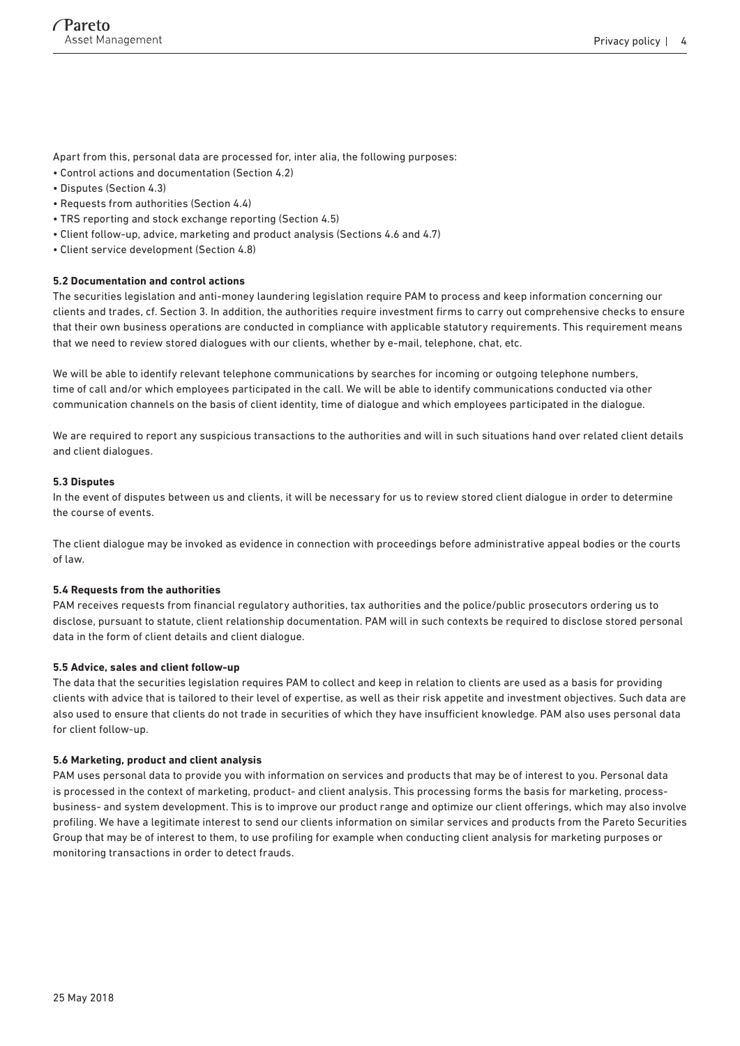Apart from this, personal data are processed for, inter alia, the following purposes:

- Control actions and documentation (Section 4.2)
- Disputes (Section 4.3)
- Requests from authorities (Section 4.4)
- TRS reporting and stock exchange reporting (Section 4.5)
- Client follow-up, advice, marketing and product analysis (Sections 4.6 and 4.7)
- Client service development (Section 4.8)

**5.2 Documentation and control actions**

The securities legislation and anti-money laundering legislation require PAM to process and keep information concerning our clients and trades, cf. Section 3. In addition, the authorities require investment firms to carry out comprehensive checks to ensure that their own business operations are conducted in compliance with applicable statutory requirements. This requirement means that we need to review stored dialogues with our clients, whether by e-mail, telephone, chat, etc.

We will be able to identify relevant telephone communications by searches for incoming or outgoing telephone numbers, time of call and/or which employees participated in the call. We will be able to identify communications conducted via other communication channels on the basis of client identity, time of dialogue and which employees participated in the dialogue.

We are required to report any suspicious transactions to the authorities and will in such situations hand over related client details and client dialogues.

**5.3 Disputes**

In the event of disputes between us and clients, it will be necessary for us to review stored client dialogue in order to determine the course of events.

The client dialogue may be invoked as evidence in connection with proceedings before administrative appeal bodies or the courts of law.

**5.4 Requests from the authorities**

PAM receives requests from financial regulatory authorities, tax authorities and the police/public prosecutors ordering us to disclose, pursuant to statute, client relationship documentation. PAM will in such contexts be required to disclose stored personal data in the form of client details and client dialogue.

**5.5 Advice, sales and client follow-up**

The data that the securities legislation requires PAM to collect and keep in relation to clients are used as a basis for providing clients with advice that is tailored to their level of expertise, as well as their risk appetite and investment objectives. Such data are also used to ensure that clients do not trade in securities of which they have insufficient knowledge. PAM also uses personal data for client follow-up.

**5.6 Marketing, product and client analysis**

PAM uses personal data to provide you with information on services and products that may be of interest to you. Personal data is processed in the context of marketing, product- and client analysis. This processing forms the basis for marketing, process-business- and system development. This is to improve our product range and optimize our client offerings, which may also involve profiling. We have a legitimate interest to send our clients information on similar services and products from the Pareto Securities Group that may be of interest to them, to use profiling for example when conducting client analysis for marketing purposes or monitoring transactions in order to detect frauds.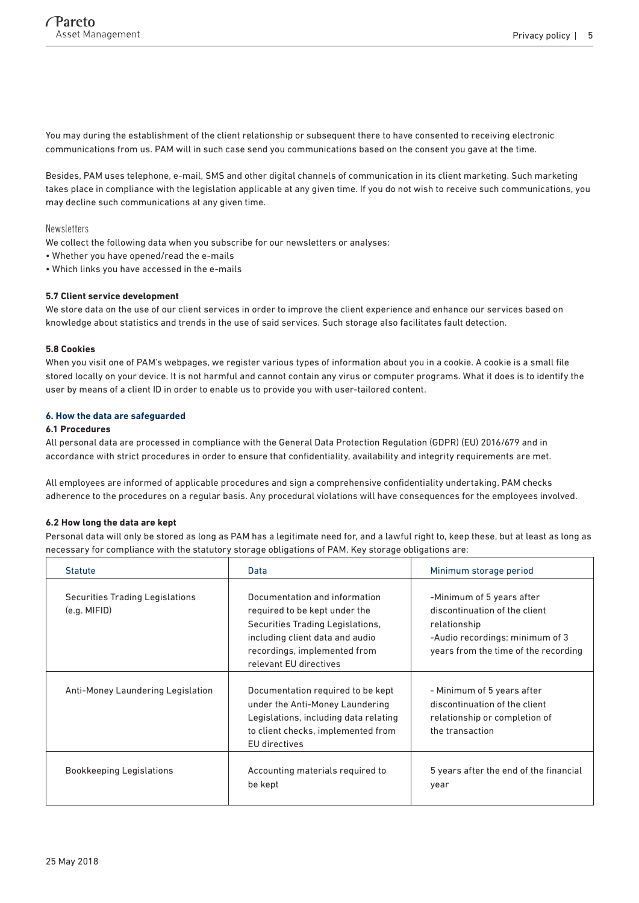You may during the establishment of the client relationship or subsequent there to have consented to receiving electronic communications from us. PAM will in such case send you communications based on the consent you gave at the time.

Besides, PAM uses telephone, e-mail, SMS and other digital channels of communication in its client marketing. Such marketing takes place in compliance with the legislation applicable at any given time. If you do not wish to receive such communications, you may decline such communications at any given time.

Newsletters

We collect the following data when you subscribe for our newsletters or analyses:

- Whether you have opened/read the e-mails
- Which links you have accessed in the e-mails

**5.7 Client service development**

We store data on the use of our client services in order to improve the client experience and enhance our services based on knowledge about statistics and trends in the use of said services. Such storage also facilitates fault detection.

**5.8 Cookies**

When you visit one of PAM's webpages, we register various types of information about you in a cookie. A cookie is a small file stored locally on your device. It is not harmful and cannot contain any virus or computer programs. What it does is to identify the user by means of a client ID in order to enable us to provide you with user-tailored content.

## 6. How the data are safeguarded

**6.1 Procedures**

All personal data are processed in compliance with the General Data Protection Regulation (GDPR) (EU) 2016/679 and in accordance with strict procedures in order to ensure that confidentiality, availability and integrity requirements are met.

All employees are informed of applicable procedures and sign a comprehensive confidentiality undertaking. PAM checks adherence to the procedures on a regular basis. Any procedural violations will have consequences for the employees involved.

**6.2 How long the data are kept**

Personal data will only be stored as long as PAM has a legitimate need for, and a lawful right to, keep these, but at least as long as necessary for compliance with the statutory storage obligations of PAM. Key storage obligations are:

| Statute | Data | Minimum storage period |
|---|---|---|
| Securities Trading Legislations (e.g. MIFID) | Documentation and information required to be kept under the Securities Trading Legislations, including client data and audio recordings, implemented from relevant EU directives | -Minimum of 5 years after discontinuation of the client relationship<br>-Audio recordings: minimum of 3 years from the time of the recording |
| Anti-Money Laundering Legislation | Documentation required to be kept under the Anti-Money Laundering Legislations, including data relating to client checks, implemented from EU directives | - Minimum of 5 years after discontinuation of the client relationship or completion of the transaction |
| Bookkeeping Legislations | Accounting materials required to be kept | 5 years after the end of the financial year |

25 May 2018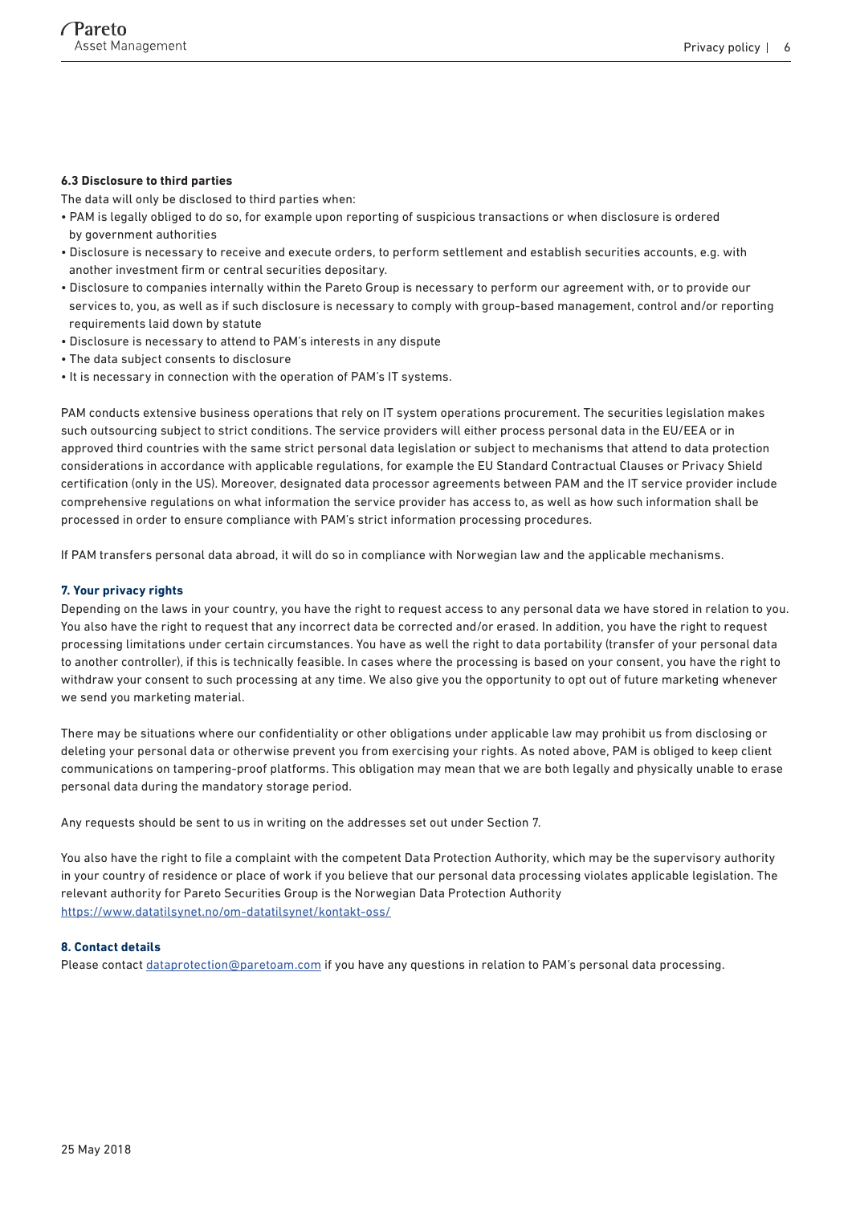### 6.3 Disclosure to third parties

The data will only be disclosed to third parties when:

- PAM is legally obliged to do so, for example upon reporting of suspicious transactions or when disclosure is ordered by government authorities
- Disclosure is necessary to receive and execute orders, to perform settlement and establish securities accounts, e.g. with another investment firm or central securities depositary.
- Disclosure to companies internally within the Pareto Group is necessary to perform our agreement with, or to provide our services to, you, as well as if such disclosure is necessary to comply with group-based management, control and/or reporting requirements laid down by statute
- Disclosure is necessary to attend to PAM's interests in any dispute
- The data subject consents to disclosure
- It is necessary in connection with the operation of PAM's IT systems.

PAM conducts extensive business operations that rely on IT system operations procurement. The securities legislation makes such outsourcing subject to strict conditions. The service providers will either process personal data in the EU/EEA or in approved third countries with the same strict personal data legislation or subject to mechanisms that attend to data protection considerations in accordance with applicable regulations, for example the EU Standard Contractual Clauses or Privacy Shield certification (only in the US). Moreover, designated data processor agreements between PAM and the IT service provider include comprehensive regulations on what information the service provider has access to, as well as how such information shall be processed in order to ensure compliance with PAM's strict information processing procedures.

If PAM transfers personal data abroad, it will do so in compliance with Norwegian law and the applicable mechanisms.

## 7. Your privacy rights

Depending on the laws in your country, you have the right to request access to any personal data we have stored in relation to you. You also have the right to request that any incorrect data be corrected and/or erased. In addition, you have the right to request processing limitations under certain circumstances. You have as well the right to data portability (transfer of your personal data to another controller), if this is technically feasible. In cases where the processing is based on your consent, you have the right to withdraw your consent to such processing at any time. We also give you the opportunity to opt out of future marketing whenever we send you marketing material.

There may be situations where our confidentiality or other obligations under applicable law may prohibit us from disclosing or deleting your personal data or otherwise prevent you from exercising your rights. As noted above, PAM is obliged to keep client communications on tampering-proof platforms. This obligation may mean that we are both legally and physically unable to erase personal data during the mandatory storage period.

Any requests should be sent to us in writing on the addresses set out under Section 7.

You also have the right to file a complaint with the competent Data Protection Authority, which may be the supervisory authority in your country of residence or place of work if you believe that our personal data processing violates applicable legislation. The relevant authority for Pareto Securities Group is the Norwegian Data Protection Authority https://www.datatilsynet.no/om-datatilsynet/kontakt-oss/

## 8. Contact details

Please contact dataprotection@paretoam.com if you have any questions in relation to PAM's personal data processing.

25 May 2018